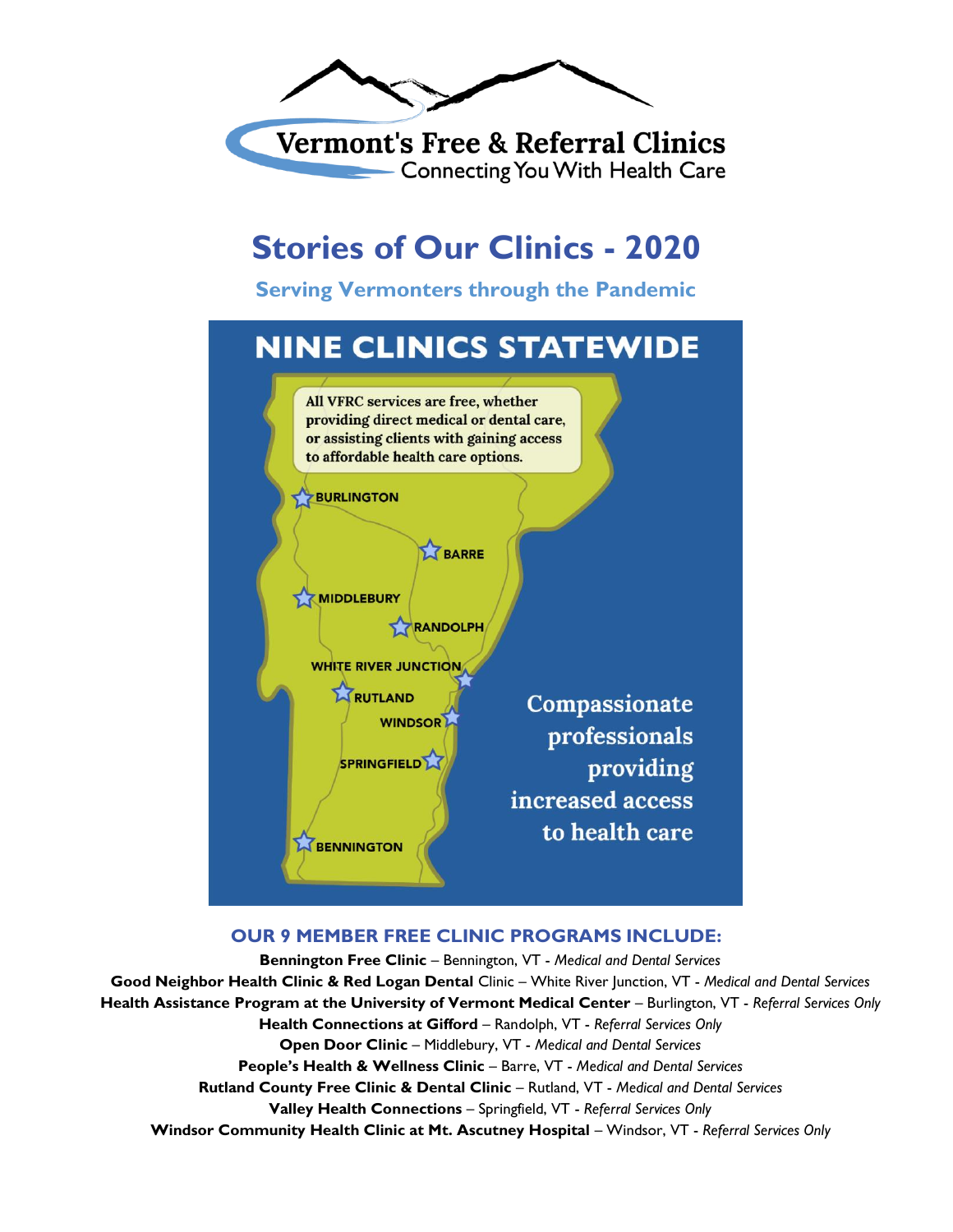# Vermont's Free & Referral Clinics

Connecting You With Health Care

# Stories of Our Clinics - 2020

## Serving Vermonters through the Pandemic

## NINE CLINICS STATEWIDE

All VFRC services are free, whether providing direct medical or dental care, or assisting clients with gaining access to affordable health care options.

BURLINGTON
BARRE
MIDDLEBURY
RANDOLPH
WHITE RIVER JUNCTION
RUTLAND
WINDSOR
SPRINGFIELD
BENNINGTON

Compassionate professionals providing increased access to health care

### OUR 9 MEMBER FREE CLINIC PROGRAMS INCLUDE:

**Bennington Free Clinic** – Bennington, VT - *Medical and Dental Services*

**Good Neighbor Health Clinic & Red Logan Dental** Clinic – White River Junction, VT - *Medical and Dental Services*

**Health Assistance Program at the University of Vermont Medical Center** – Burlington, VT - *Referral Services Only*

**Health Connections at Gifford** – Randolph, VT - *Referral Services Only*

**Open Door Clinic** – Middlebury, VT - *Medical and Dental Services*

**People's Health & Wellness Clinic** – Barre, VT - *Medical and Dental Services*

**Rutland County Free Clinic & Dental Clinic** – Rutland, VT - *Medical and Dental Services*

**Valley Health Connections** – Springfield, VT - *Referral Services Only*

**Windsor Community Health Clinic at Mt. Ascutney Hospital** – Windsor, VT - *Referral Services Only*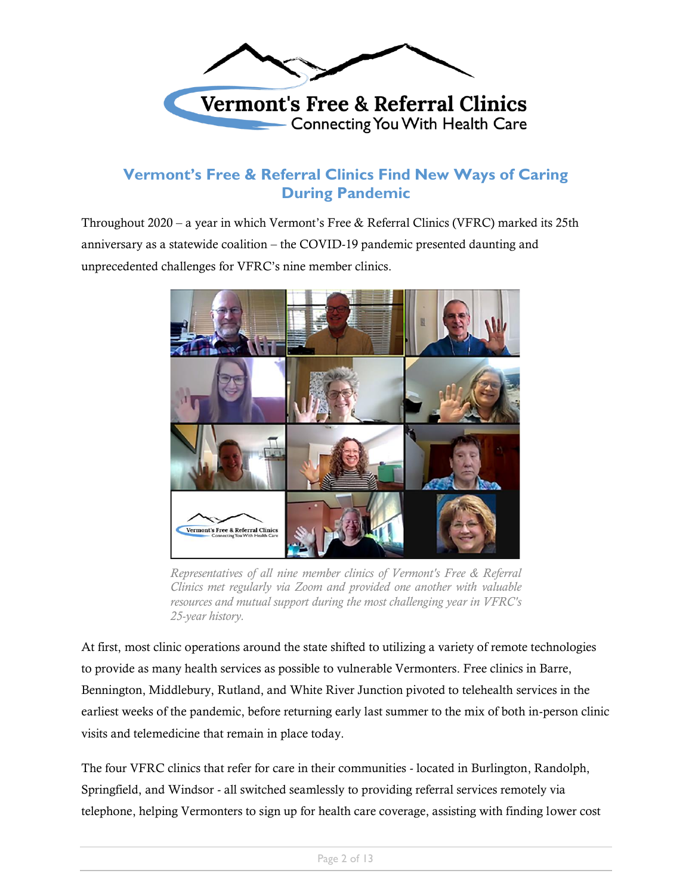**Vermont's Free & Referral Clinics**
Connecting You With Health Care

## Vermont's Free & Referral Clinics Find New Ways of Caring During Pandemic

Throughout 2020 – a year in which Vermont's Free & Referral Clinics (VFRC) marked its 25th anniversary as a statewide coalition – the COVID-19 pandemic presented daunting and unprecedented challenges for VFRC's nine member clinics.

*Representatives of all nine member clinics of Vermont's Free & Referral Clinics met regularly via Zoom and provided one another with valuable resources and mutual support during the most challenging year in VFRC's 25-year history.*

At first, most clinic operations around the state shifted to utilizing a variety of remote technologies to provide as many health services as possible to vulnerable Vermonters. Free clinics in Barre, Bennington, Middlebury, Rutland, and White River Junction pivoted to telehealth services in the earliest weeks of the pandemic, before returning early last summer to the mix of both in-person clinic visits and telemedicine that remain in place today.

The four VFRC clinics that refer for care in their communities - located in Burlington, Randolph, Springfield, and Windsor - all switched seamlessly to providing referral services remotely via telephone, helping Vermonters to sign up for health care coverage, assisting with finding lower cost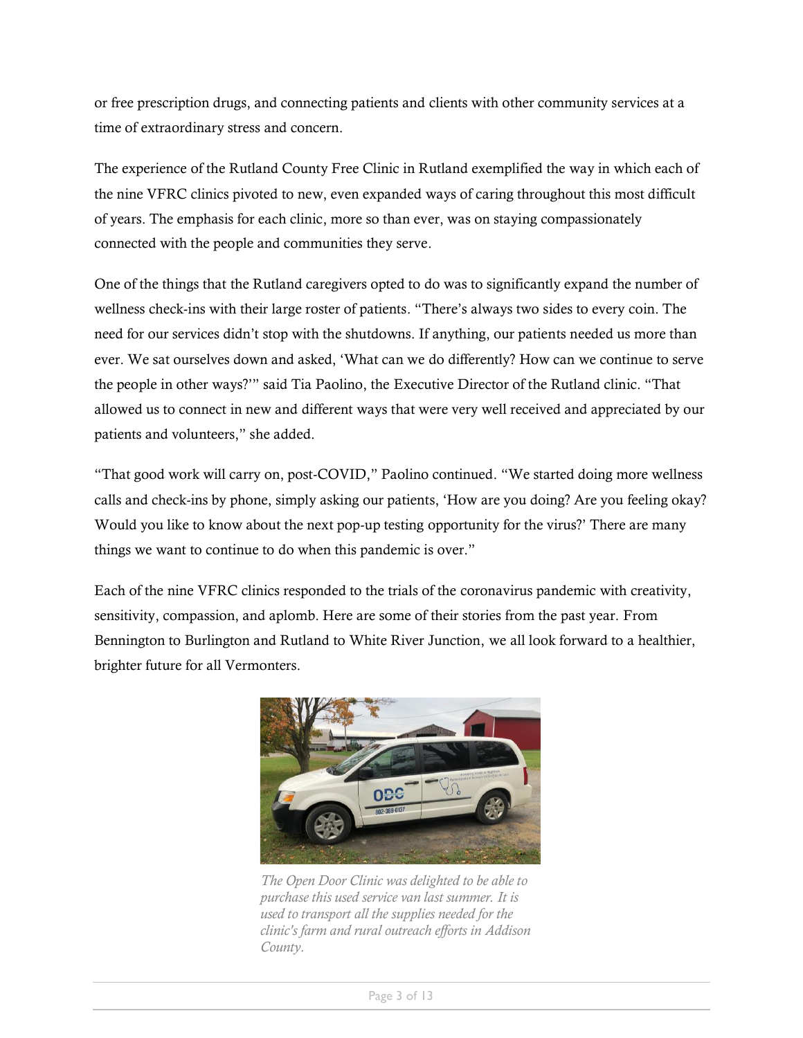or free prescription drugs, and connecting patients and clients with other community services at a time of extraordinary stress and concern.

The experience of the Rutland County Free Clinic in Rutland exemplified the way in which each of the nine VFRC clinics pivoted to new, even expanded ways of caring throughout this most difficult of years. The emphasis for each clinic, more so than ever, was on staying compassionately connected with the people and communities they serve.

One of the things that the Rutland caregivers opted to do was to significantly expand the number of wellness check-ins with their large roster of patients. "There's always two sides to every coin. The need for our services didn't stop with the shutdowns. If anything, our patients needed us more than ever. We sat ourselves down and asked, 'What can we do differently? How can we continue to serve the people in other ways?'" said Tia Paolino, the Executive Director of the Rutland clinic. "That allowed us to connect in new and different ways that were very well received and appreciated by our patients and volunteers," she added.

"That good work will carry on, post-COVID," Paolino continued. "We started doing more wellness calls and check-ins by phone, simply asking our patients, 'How are you doing? Are you feeling okay? Would you like to know about the next pop-up testing opportunity for the virus?' There are many things we want to continue to do when this pandemic is over."

Each of the nine VFRC clinics responded to the trials of the coronavirus pandemic with creativity, sensitivity, compassion, and aplomb. Here are some of their stories from the past year. From Bennington to Burlington and Rutland to White River Junction, we all look forward to a healthier, brighter future for all Vermonters.

*The Open Door Clinic was delighted to be able to purchase this used service van last summer. It is used to transport all the supplies needed for the clinic's farm and rural outreach efforts in Addison County.*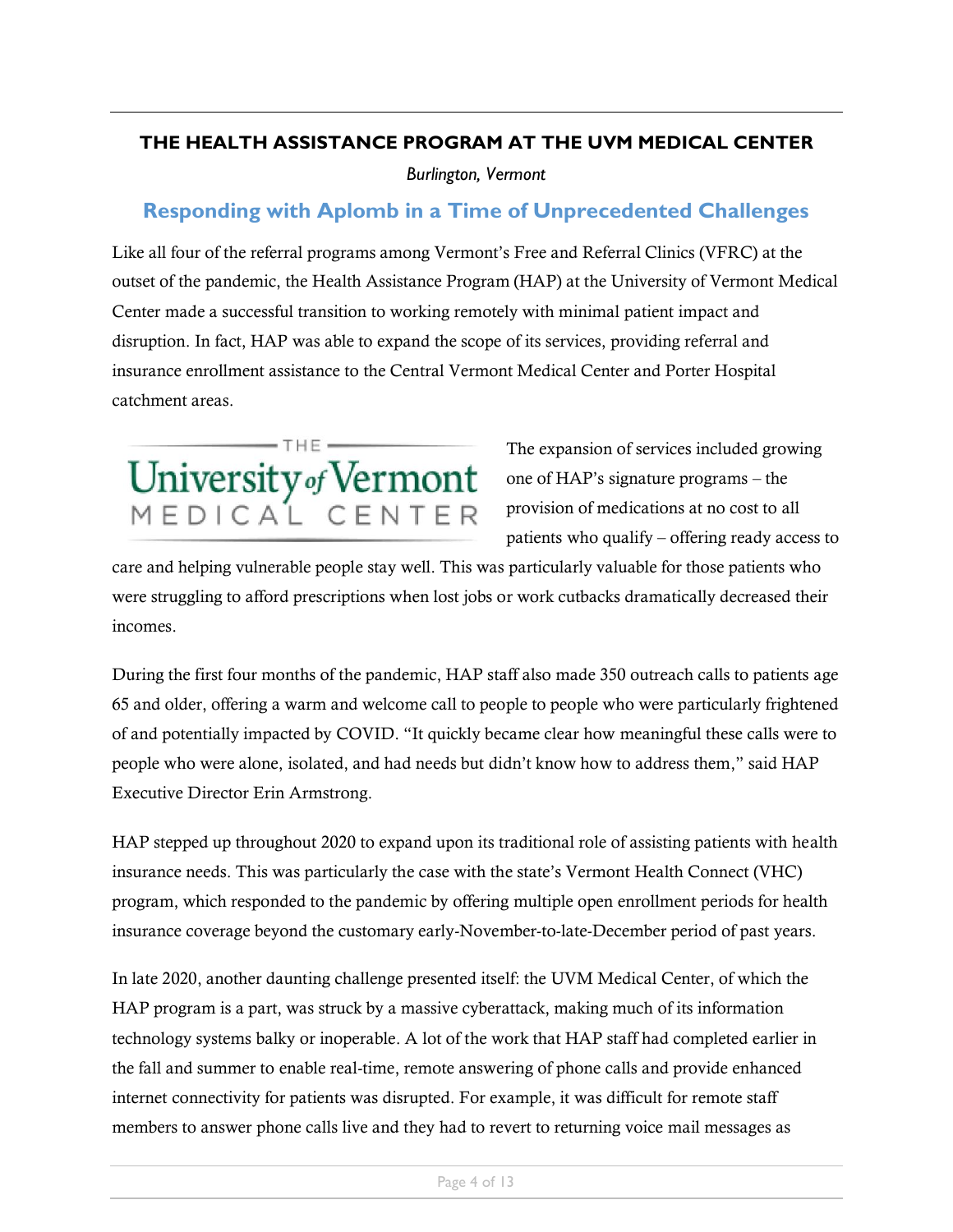## THE HEALTH ASSISTANCE PROGRAM AT THE UVM MEDICAL CENTER

*Burlington, Vermont*

### Responding with Aplomb in a Time of Unprecedented Challenges

Like all four of the referral programs among Vermont's Free and Referral Clinics (VFRC) at the outset of the pandemic, the Health Assistance Program (HAP) at the University of Vermont Medical Center made a successful transition to working remotely with minimal patient impact and disruption. In fact, HAP was able to expand the scope of its services, providing referral and insurance enrollment assistance to the Central Vermont Medical Center and Porter Hospital catchment areas.

The expansion of services included growing one of HAP's signature programs – the provision of medications at no cost to all patients who qualify – offering ready access to care and helping vulnerable people stay well. This was particularly valuable for those patients who were struggling to afford prescriptions when lost jobs or work cutbacks dramatically decreased their incomes.

During the first four months of the pandemic, HAP staff also made 350 outreach calls to patients age 65 and older, offering a warm and welcome call to people to people who were particularly frightened of and potentially impacted by COVID. "It quickly became clear how meaningful these calls were to people who were alone, isolated, and had needs but didn't know how to address them," said HAP Executive Director Erin Armstrong.

HAP stepped up throughout 2020 to expand upon its traditional role of assisting patients with health insurance needs. This was particularly the case with the state's Vermont Health Connect (VHC) program, which responded to the pandemic by offering multiple open enrollment periods for health insurance coverage beyond the customary early-November-to-late-December period of past years.

In late 2020, another daunting challenge presented itself: the UVM Medical Center, of which the HAP program is a part, was struck by a massive cyberattack, making much of its information technology systems balky or inoperable. A lot of the work that HAP staff had completed earlier in the fall and summer to enable real-time, remote answering of phone calls and provide enhanced internet connectivity for patients was disrupted. For example, it was difficult for remote staff members to answer phone calls live and they had to revert to returning voice mail messages as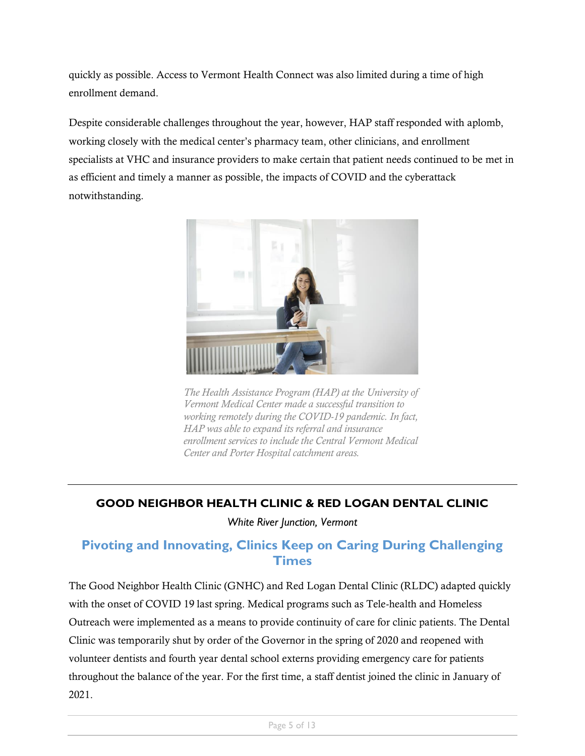quickly as possible. Access to Vermont Health Connect was also limited during a time of high enrollment demand.

Despite considerable challenges throughout the year, however, HAP staff responded with aplomb, working closely with the medical center's pharmacy team, other clinicians, and enrollment specialists at VHC and insurance providers to make certain that patient needs continued to be met in as efficient and timely a manner as possible, the impacts of COVID and the cyberattack notwithstanding.

*The Health Assistance Program (HAP) at the University of Vermont Medical Center made a successful transition to working remotely during the COVID-19 pandemic. In fact, HAP was able to expand its referral and insurance enrollment services to include the Central Vermont Medical Center and Porter Hospital catchment areas.*

---

## GOOD NEIGHBOR HEALTH CLINIC & RED LOGAN DENTAL CLINIC

*White River Junction, Vermont*

### Pivoting and Innovating, Clinics Keep on Caring During Challenging Times

The Good Neighbor Health Clinic (GNHC) and Red Logan Dental Clinic (RLDC) adapted quickly with the onset of COVID 19 last spring. Medical programs such as Tele-health and Homeless Outreach were implemented as a means to provide continuity of care for clinic patients. The Dental Clinic was temporarily shut by order of the Governor in the spring of 2020 and reopened with volunteer dentists and fourth year dental school externs providing emergency care for patients throughout the balance of the year. For the first time, a staff dentist joined the clinic in January of 2021.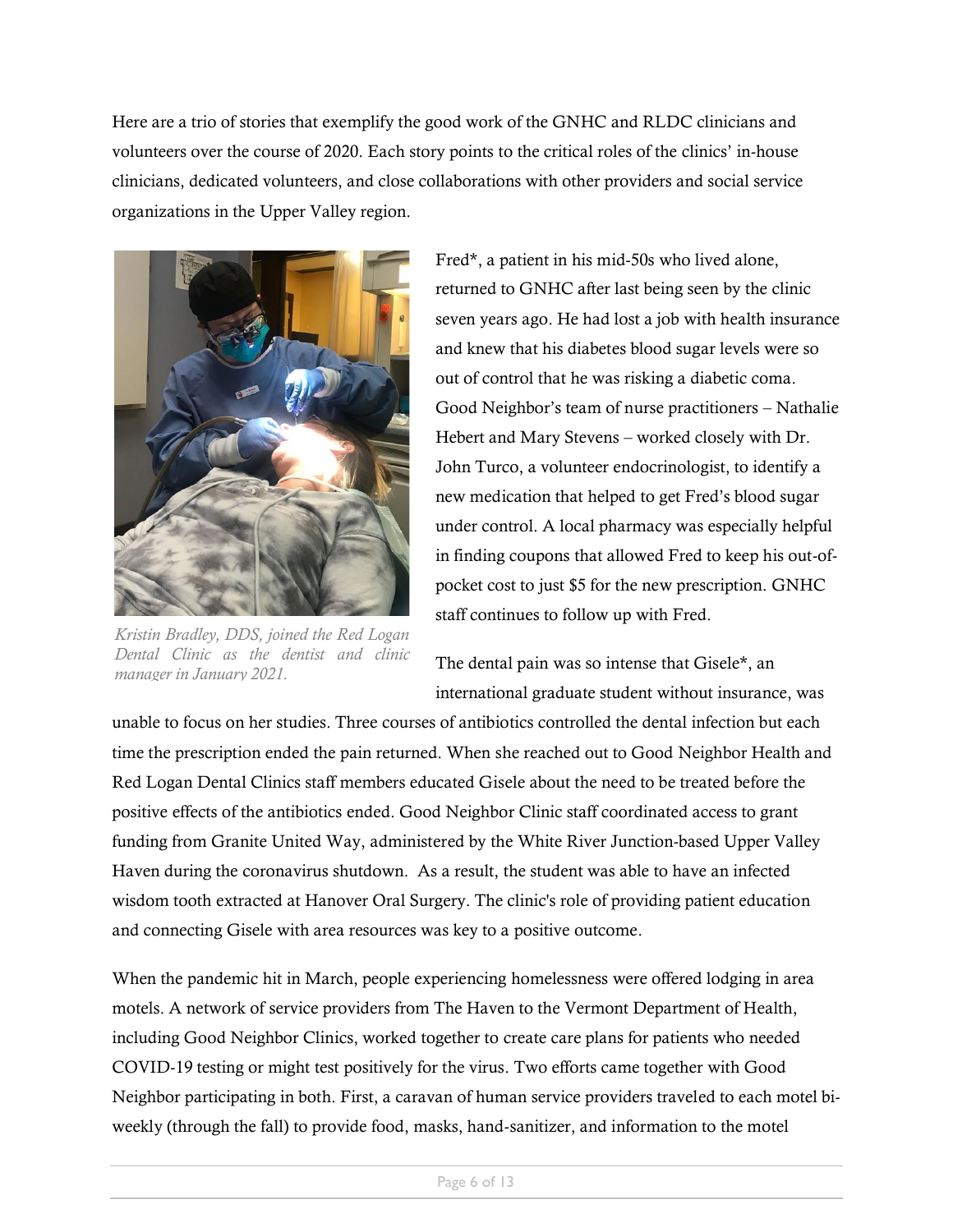Here are a trio of stories that exemplify the good work of the GNHC and RLDC clinicians and volunteers over the course of 2020. Each story points to the critical roles of the clinics' in-house clinicians, dedicated volunteers, and close collaborations with other providers and social service organizations in the Upper Valley region.

*Kristin Bradley, DDS, joined the Red Logan Dental Clinic as the dentist and clinic manager in January 2021.*

Fred*, a patient in his mid-50s who lived alone, returned to GNHC after last being seen by the clinic seven years ago. He had lost a job with health insurance and knew that his diabetes blood sugar levels were so out of control that he was risking a diabetic coma. Good Neighbor's team of nurse practitioners – Nathalie Hebert and Mary Stevens – worked closely with Dr. John Turco, a volunteer endocrinologist, to identify a new medication that helped to get Fred's blood sugar under control. A local pharmacy was especially helpful in finding coupons that allowed Fred to keep his out-of-pocket cost to just $5 for the new prescription. GNHC staff continues to follow up with Fred.

The dental pain was so intense that Gisele*, an international graduate student without insurance, was unable to focus on her studies. Three courses of antibiotics controlled the dental infection but each time the prescription ended the pain returned. When she reached out to Good Neighbor Health and Red Logan Dental Clinics staff members educated Gisele about the need to be treated before the positive effects of the antibiotics ended. Good Neighbor Clinic staff coordinated access to grant funding from Granite United Way, administered by the White River Junction-based Upper Valley Haven during the coronavirus shutdown. As a result, the student was able to have an infected wisdom tooth extracted at Hanover Oral Surgery. The clinic's role of providing patient education and connecting Gisele with area resources was key to a positive outcome.

When the pandemic hit in March, people experiencing homelessness were offered lodging in area motels. A network of service providers from The Haven to the Vermont Department of Health, including Good Neighbor Clinics, worked together to create care plans for patients who needed COVID-19 testing or might test positively for the virus. Two efforts came together with Good Neighbor participating in both. First, a caravan of human service providers traveled to each motel bi-weekly (through the fall) to provide food, masks, hand-sanitizer, and information to the motel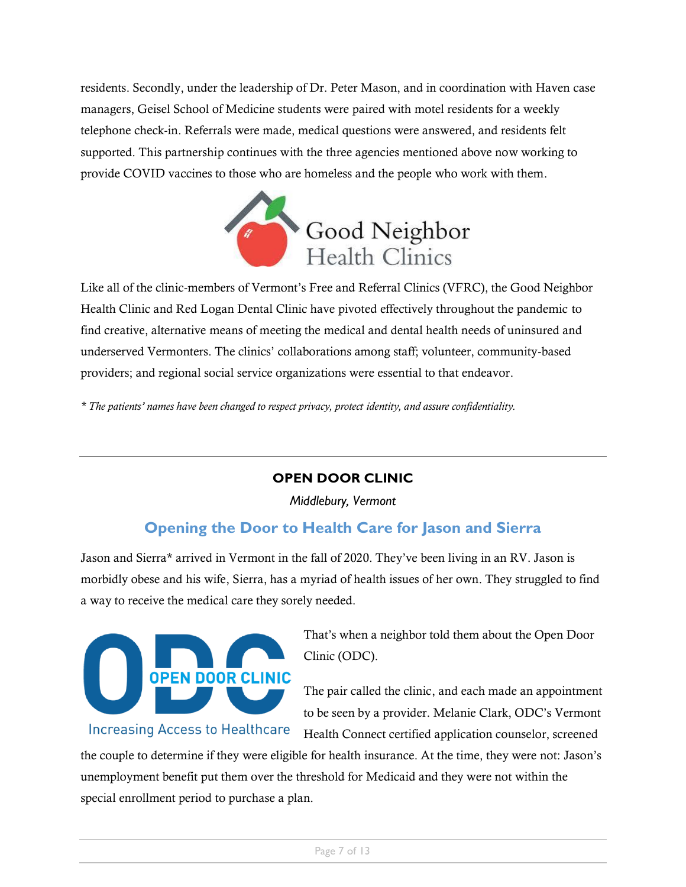residents. Secondly, under the leadership of Dr. Peter Mason, and in coordination with Haven case managers, Geisel School of Medicine students were paired with motel residents for a weekly telephone check-in. Referrals were made, medical questions were answered, and residents felt supported. This partnership continues with the three agencies mentioned above now working to provide COVID vaccines to those who are homeless and the people who work with them.

Like all of the clinic-members of Vermont's Free and Referral Clinics (VFRC), the Good Neighbor Health Clinic and Red Logan Dental Clinic have pivoted effectively throughout the pandemic to find creative, alternative means of meeting the medical and dental health needs of uninsured and underserved Vermonters. The clinics' collaborations among staff; volunteer, community-based providers; and regional social service organizations were essential to that endeavor.

*\* The patients' names have been changed to respect privacy, protect identity, and assure confidentiality.*

---

## OPEN DOOR CLINIC

*Middlebury, Vermont*

### Opening the Door to Health Care for Jason and Sierra

Jason and Sierra* arrived in Vermont in the fall of 2020. They've been living in an RV. Jason is morbidly obese and his wife, Sierra, has a myriad of health issues of her own. They struggled to find a way to receive the medical care they sorely needed.

That's when a neighbor told them about the Open Door Clinic (ODC).

The pair called the clinic, and each made an appointment to be seen by a provider. Melanie Clark, ODC's Vermont Health Connect certified application counselor, screened the couple to determine if they were eligible for health insurance. At the time, they were not: Jason's unemployment benefit put them over the threshold for Medicaid and they were not within the special enrollment period to purchase a plan.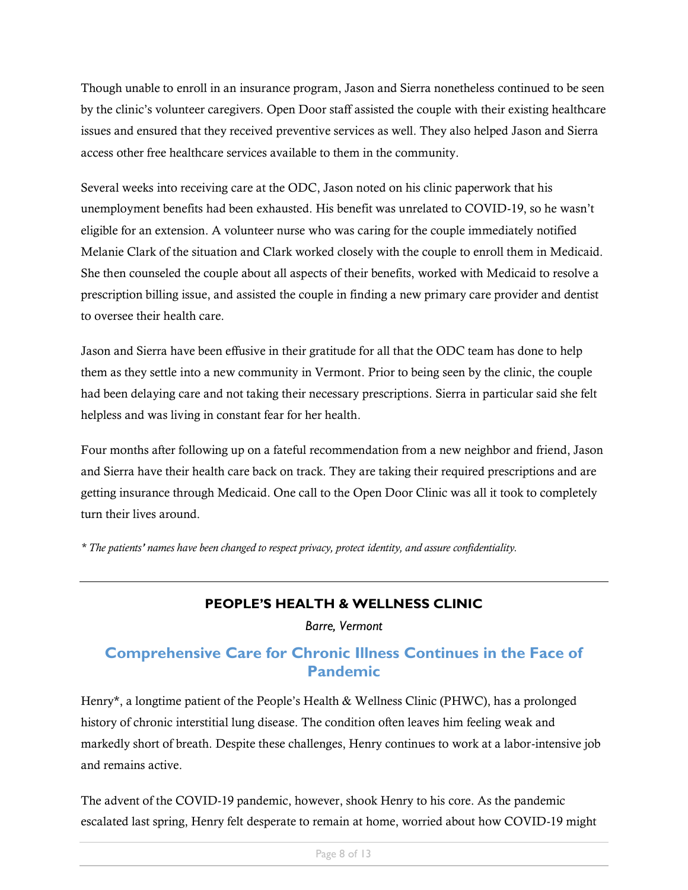Though unable to enroll in an insurance program, Jason and Sierra nonetheless continued to be seen by the clinic's volunteer caregivers. Open Door staff assisted the couple with their existing healthcare issues and ensured that they received preventive services as well. They also helped Jason and Sierra access other free healthcare services available to them in the community.

Several weeks into receiving care at the ODC, Jason noted on his clinic paperwork that his unemployment benefits had been exhausted. His benefit was unrelated to COVID-19, so he wasn't eligible for an extension. A volunteer nurse who was caring for the couple immediately notified Melanie Clark of the situation and Clark worked closely with the couple to enroll them in Medicaid. She then counseled the couple about all aspects of their benefits, worked with Medicaid to resolve a prescription billing issue, and assisted the couple in finding a new primary care provider and dentist to oversee their health care.

Jason and Sierra have been effusive in their gratitude for all that the ODC team has done to help them as they settle into a new community in Vermont. Prior to being seen by the clinic, the couple had been delaying care and not taking their necessary prescriptions. Sierra in particular said she felt helpless and was living in constant fear for her health.

Four months after following up on a fateful recommendation from a new neighbor and friend, Jason and Sierra have their health care back on track. They are taking their required prescriptions and are getting insurance through Medicaid. One call to the Open Door Clinic was all it took to completely turn their lives around.

*\* The patients' names have been changed to respect privacy, protect identity, and assure confidentiality.*

---

### PEOPLE'S HEALTH & WELLNESS CLINIC

*Barre, Vermont*

## Comprehensive Care for Chronic Illness Continues in the Face of Pandemic

Henry*, a longtime patient of the People's Health & Wellness Clinic (PHWC), has a prolonged history of chronic interstitial lung disease. The condition often leaves him feeling weak and markedly short of breath. Despite these challenges, Henry continues to work at a labor-intensive job and remains active.

The advent of the COVID-19 pandemic, however, shook Henry to his core. As the pandemic escalated last spring, Henry felt desperate to remain at home, worried about how COVID-19 might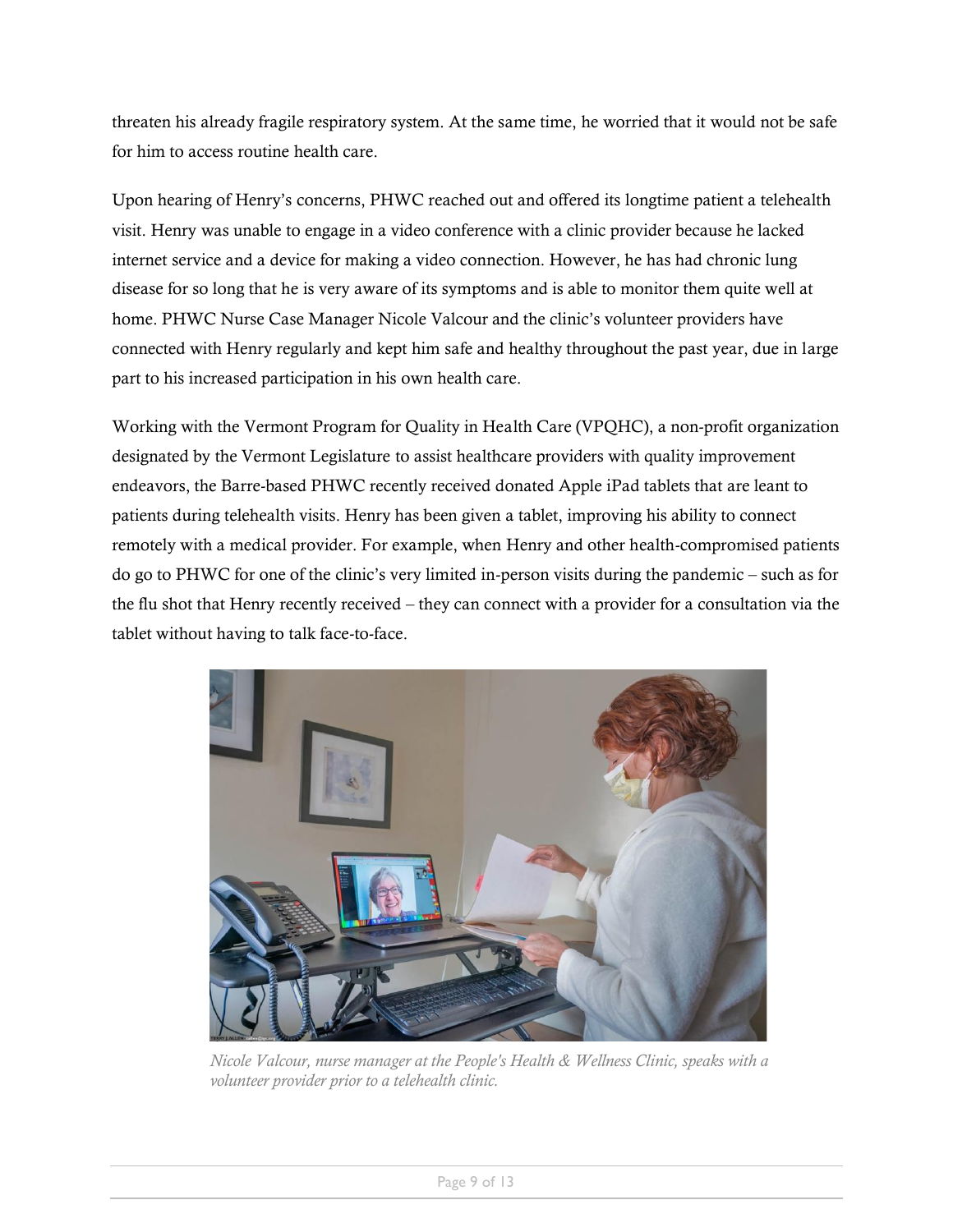threaten his already fragile respiratory system. At the same time, he worried that it would not be safe for him to access routine health care.

Upon hearing of Henry's concerns, PHWC reached out and offered its longtime patient a telehealth visit. Henry was unable to engage in a video conference with a clinic provider because he lacked internet service and a device for making a video connection. However, he has had chronic lung disease for so long that he is very aware of its symptoms and is able to monitor them quite well at home. PHWC Nurse Case Manager Nicole Valcour and the clinic's volunteer providers have connected with Henry regularly and kept him safe and healthy throughout the past year, due in large part to his increased participation in his own health care.

Working with the Vermont Program for Quality in Health Care (VPQHC), a non-profit organization designated by the Vermont Legislature to assist healthcare providers with quality improvement endeavors, the Barre-based PHWC recently received donated Apple iPad tablets that are leant to patients during telehealth visits. Henry has been given a tablet, improving his ability to connect remotely with a medical provider. For example, when Henry and other health-compromised patients do go to PHWC for one of the clinic's very limited in-person visits during the pandemic – such as for the flu shot that Henry recently received – they can connect with a provider for a consultation via the tablet without having to talk face-to-face.

*Nicole Valcour, nurse manager at the People's Health & Wellness Clinic, speaks with a volunteer provider prior to a telehealth clinic.*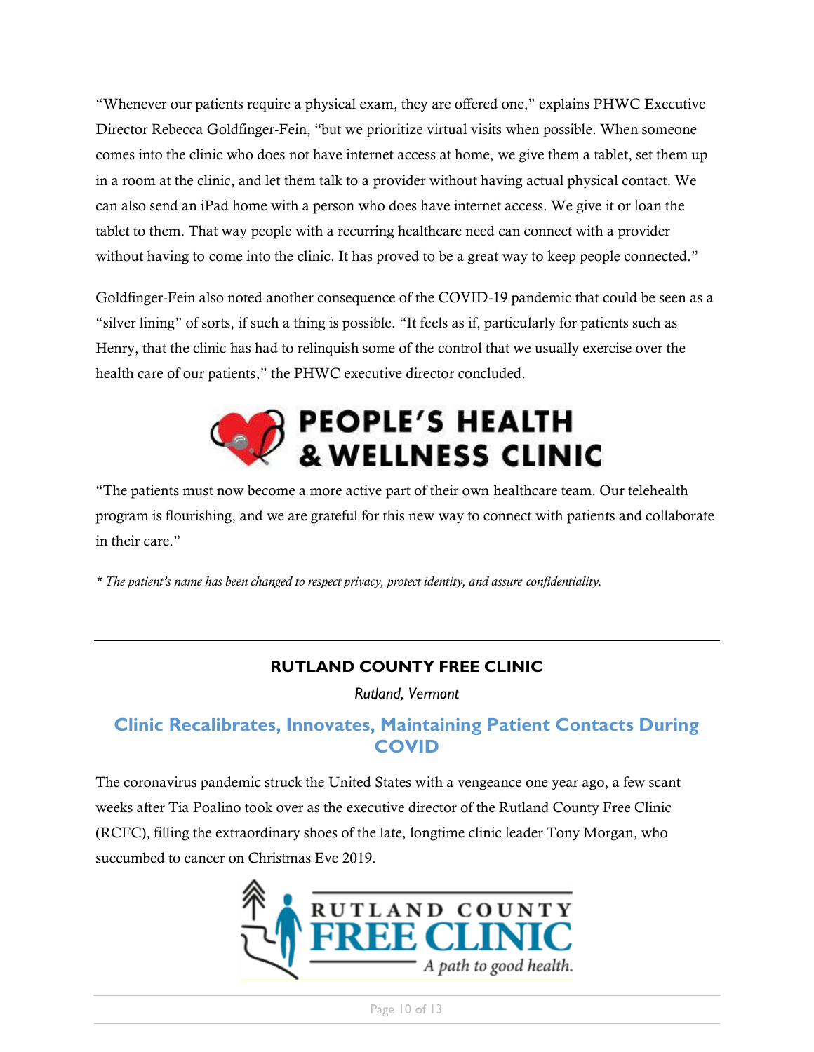"Whenever our patients require a physical exam, they are offered one," explains PHWC Executive Director Rebecca Goldfinger-Fein, "but we prioritize virtual visits when possible. When someone comes into the clinic who does not have internet access at home, we give them a tablet, set them up in a room at the clinic, and let them talk to a provider without having actual physical contact. We can also send an iPad home with a person who does have internet access. We give it or loan the tablet to them. That way people with a recurring healthcare need can connect with a provider without having to come into the clinic. It has proved to be a great way to keep people connected."

Goldfinger-Fein also noted another consequence of the COVID-19 pandemic that could be seen as a "silver lining" of sorts, if such a thing is possible. "It feels as if, particularly for patients such as Henry, that the clinic has had to relinquish some of the control that we usually exercise over the health care of our patients," the PHWC executive director concluded.

"The patients must now become a more active part of their own healthcare team. Our telehealth program is flourishing, and we are grateful for this new way to connect with patients and collaborate in their care."

*\* The patient's name has been changed to respect privacy, protect identity, and assure confidentiality.*

---

**RUTLAND COUNTY FREE CLINIC**

*Rutland, Vermont*

## Clinic Recalibrates, Innovates, Maintaining Patient Contacts During COVID

The coronavirus pandemic struck the United States with a vengeance one year ago, a few scant weeks after Tia Poalino took over as the executive director of the Rutland County Free Clinic (RCFC), filling the extraordinary shoes of the late, longtime clinic leader Tony Morgan, who succumbed to cancer on Christmas Eve 2019.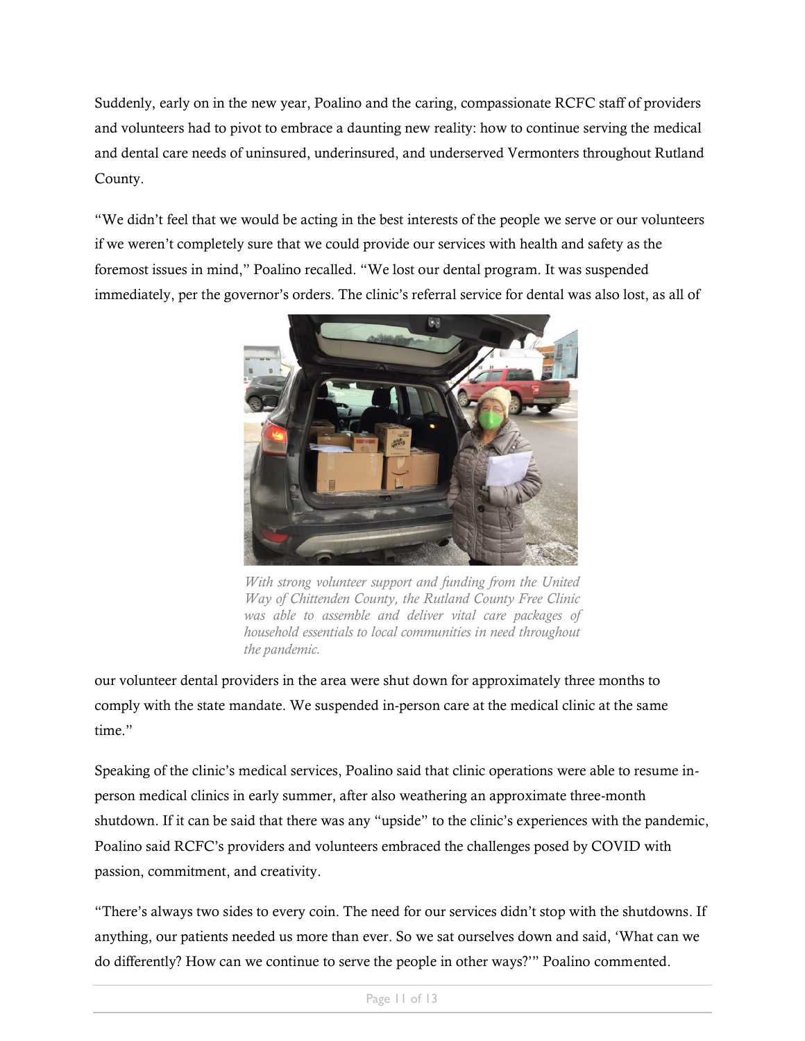Suddenly, early on in the new year, Poalino and the caring, compassionate RCFC staff of providers and volunteers had to pivot to embrace a daunting new reality: how to continue serving the medical and dental care needs of uninsured, underinsured, and underserved Vermonters throughout Rutland County.

"We didn't feel that we would be acting in the best interests of the people we serve or our volunteers if we weren't completely sure that we could provide our services with health and safety as the foremost issues in mind," Poalino recalled. "We lost our dental program. It was suspended immediately, per the governor's orders. The clinic's referral service for dental was also lost, as all of our volunteer dental providers in the area were shut down for approximately three months to comply with the state mandate. We suspended in-person care at the medical clinic at the same time."

*With strong volunteer support and funding from the United Way of Chittenden County, the Rutland County Free Clinic was able to assemble and deliver vital care packages of household essentials to local communities in need throughout the pandemic.*

Speaking of the clinic's medical services, Poalino said that clinic operations were able to resume in-person medical clinics in early summer, after also weathering an approximate three-month shutdown. If it can be said that there was any "upside" to the clinic's experiences with the pandemic, Poalino said RCFC's providers and volunteers embraced the challenges posed by COVID with passion, commitment, and creativity.

"There's always two sides to every coin. The need for our services didn't stop with the shutdowns. If anything, our patients needed us more than ever. So we sat ourselves down and said, 'What can we do differently? How can we continue to serve the people in other ways?'" Poalino commented.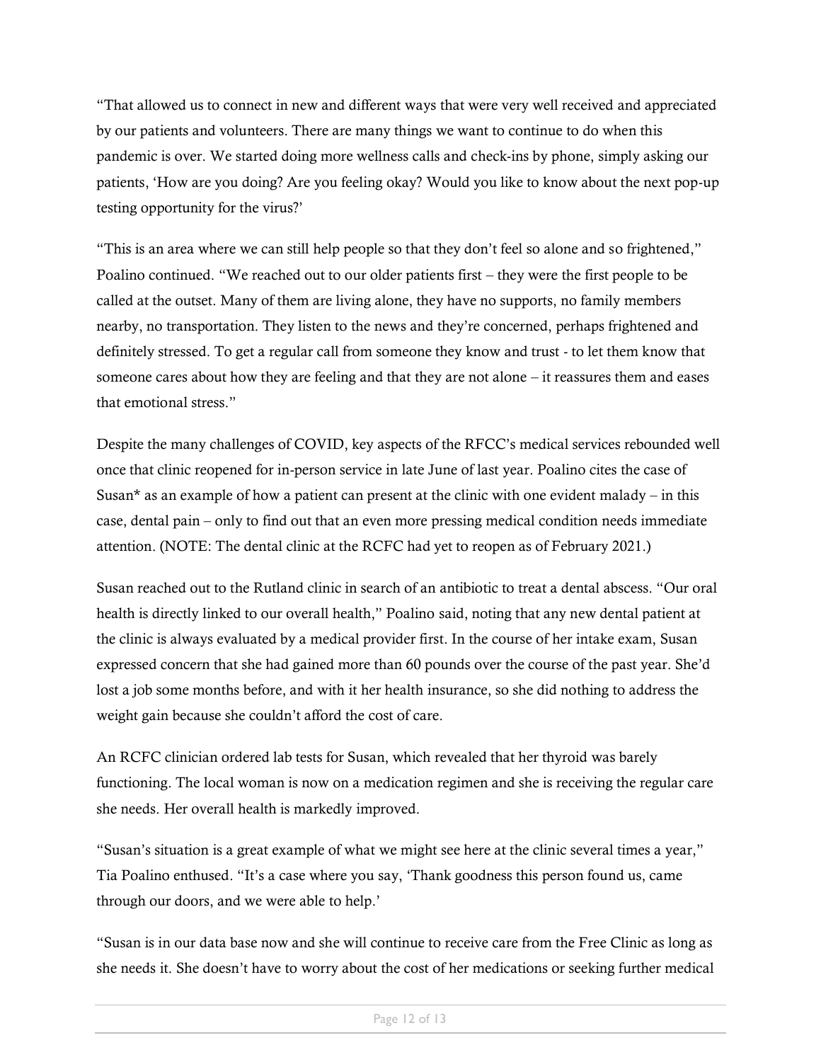"That allowed us to connect in new and different ways that were very well received and appreciated by our patients and volunteers. There are many things we want to continue to do when this pandemic is over. We started doing more wellness calls and check-ins by phone, simply asking our patients, 'How are you doing? Are you feeling okay? Would you like to know about the next pop-up testing opportunity for the virus?'

"This is an area where we can still help people so that they don't feel so alone and so frightened," Poalino continued. "We reached out to our older patients first – they were the first people to be called at the outset. Many of them are living alone, they have no supports, no family members nearby, no transportation. They listen to the news and they're concerned, perhaps frightened and definitely stressed. To get a regular call from someone they know and trust - to let them know that someone cares about how they are feeling and that they are not alone – it reassures them and eases that emotional stress."

Despite the many challenges of COVID, key aspects of the RFCC's medical services rebounded well once that clinic reopened for in-person service in late June of last year. Poalino cites the case of Susan* as an example of how a patient can present at the clinic with one evident malady – in this case, dental pain – only to find out that an even more pressing medical condition needs immediate attention. (NOTE: The dental clinic at the RCFC had yet to reopen as of February 2021.)

Susan reached out to the Rutland clinic in search of an antibiotic to treat a dental abscess. "Our oral health is directly linked to our overall health," Poalino said, noting that any new dental patient at the clinic is always evaluated by a medical provider first. In the course of her intake exam, Susan expressed concern that she had gained more than 60 pounds over the course of the past year. She'd lost a job some months before, and with it her health insurance, so she did nothing to address the weight gain because she couldn't afford the cost of care.

An RCFC clinician ordered lab tests for Susan, which revealed that her thyroid was barely functioning. The local woman is now on a medication regimen and she is receiving the regular care she needs. Her overall health is markedly improved.

"Susan's situation is a great example of what we might see here at the clinic several times a year," Tia Poalino enthused. "It's a case where you say, 'Thank goodness this person found us, came through our doors, and we were able to help.'

"Susan is in our data base now and she will continue to receive care from the Free Clinic as long as she needs it. She doesn't have to worry about the cost of her medications or seeking further medical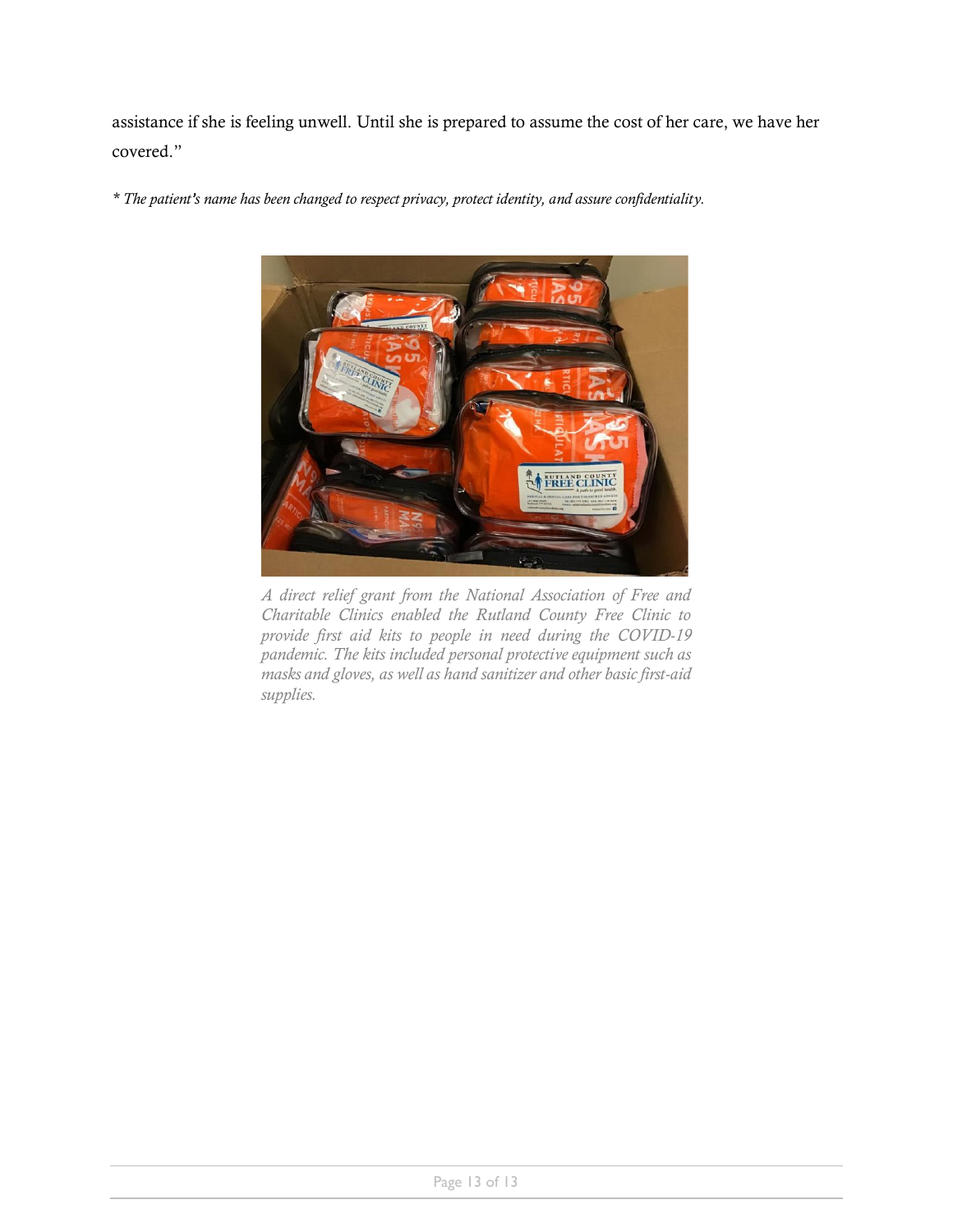assistance if she is feeling unwell. Until she is prepared to assume the cost of her care, we have her covered."

*\* The patient's name has been changed to respect privacy, protect identity, and assure confidentiality.*

*A direct relief grant from the National Association of Free and Charitable Clinics enabled the Rutland County Free Clinic to provide first aid kits to people in need during the COVID-19 pandemic. The kits included personal protective equipment such as masks and gloves, as well as hand sanitizer and other basic first-aid supplies.*